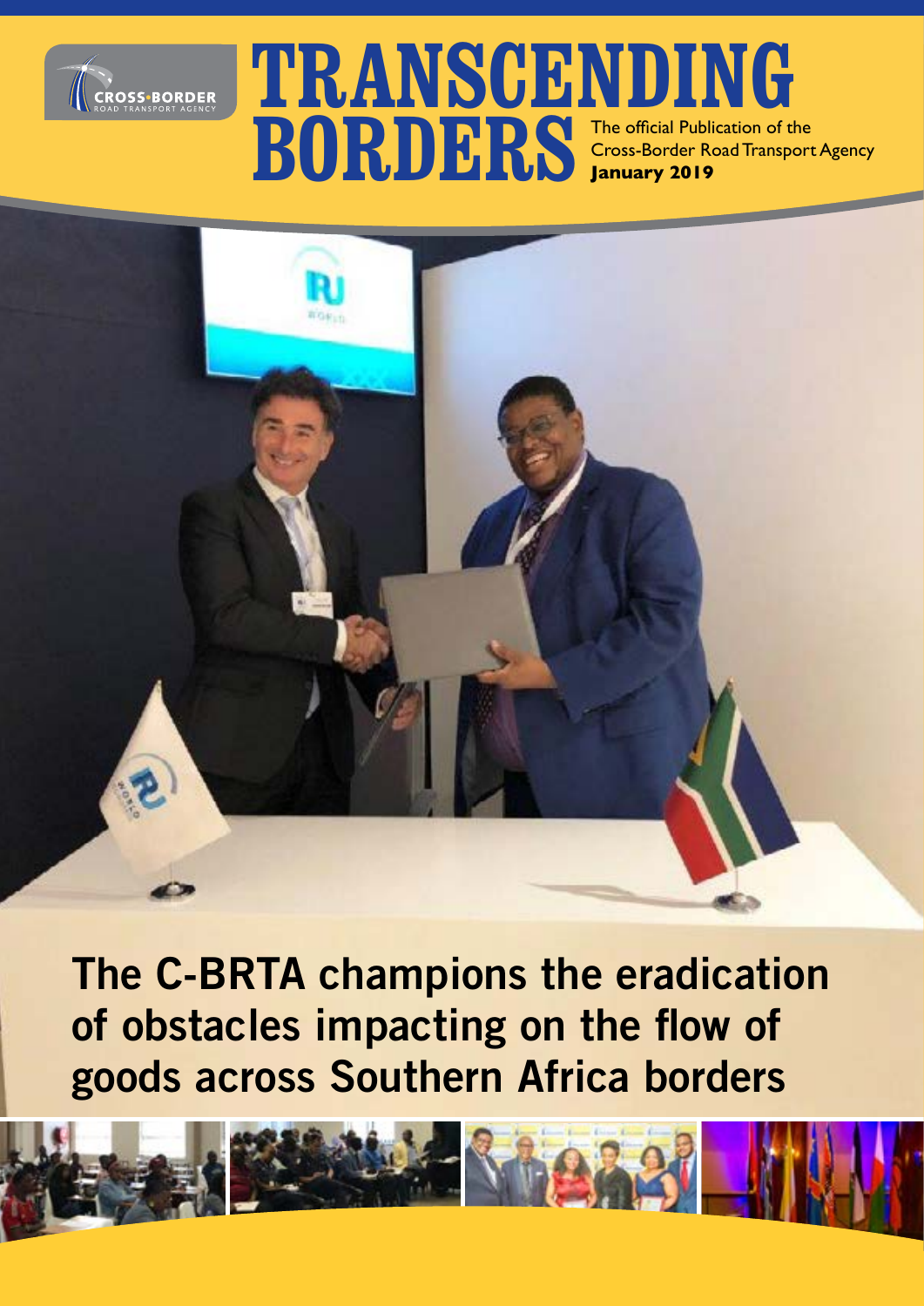# TRANSCENDING BORDERS

The official Publication of the Cross-Border Road Transport Agency
**January 2019**

## The C-BRTA champions the eradication of obstacles impacting on the flow of goods across Southern Africa borders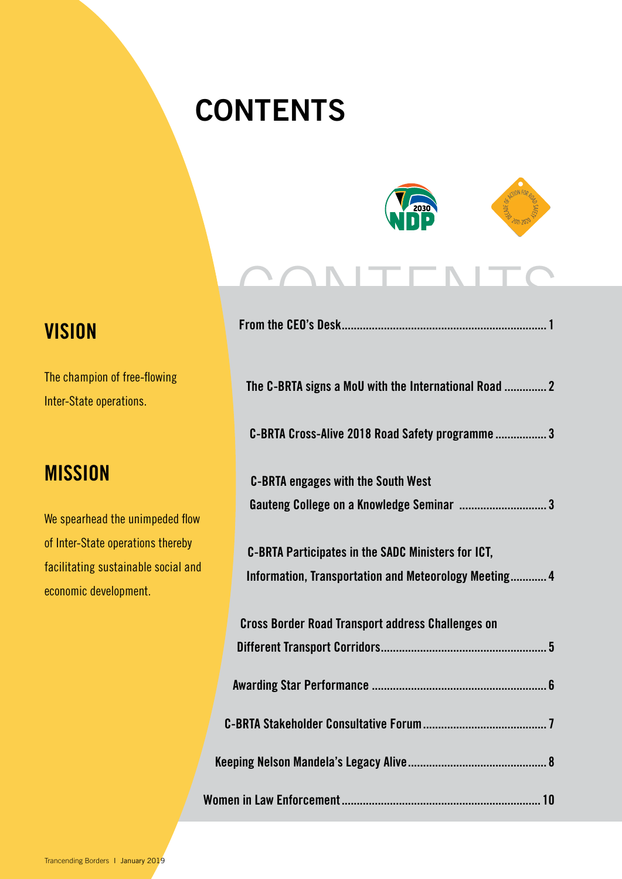# CONTENTS

## VISION

The champion of free-flowing Inter-State operations.

## MISSION

We spearhead the unimpeded flow of Inter-State operations thereby facilitating sustainable social and economic development.

**From the CEO's Desk** .......... 1

**The C-BRTA signs a MoU with the International Road** .......... 2

**C-BRTA Cross-Alive 2018 Road Safety programme** .......... 3

**C-BRTA engages with the South West Gauteng College on a Knowledge Seminar** .......... 3

**C-BRTA Participates in the SADC Ministers for ICT, Information, Transportation and Meteorology Meeting** .......... 4

**Cross Border Road Transport address Challenges on Different Transport Corridors** .......... 5

**Awarding Star Performance** .......... 6

**C-BRTA Stakeholder Consultative Forum** .......... 7

**Keeping Nelson Mandela's Legacy Alive** .......... 8

**Women in Law Enforcement** .......... 10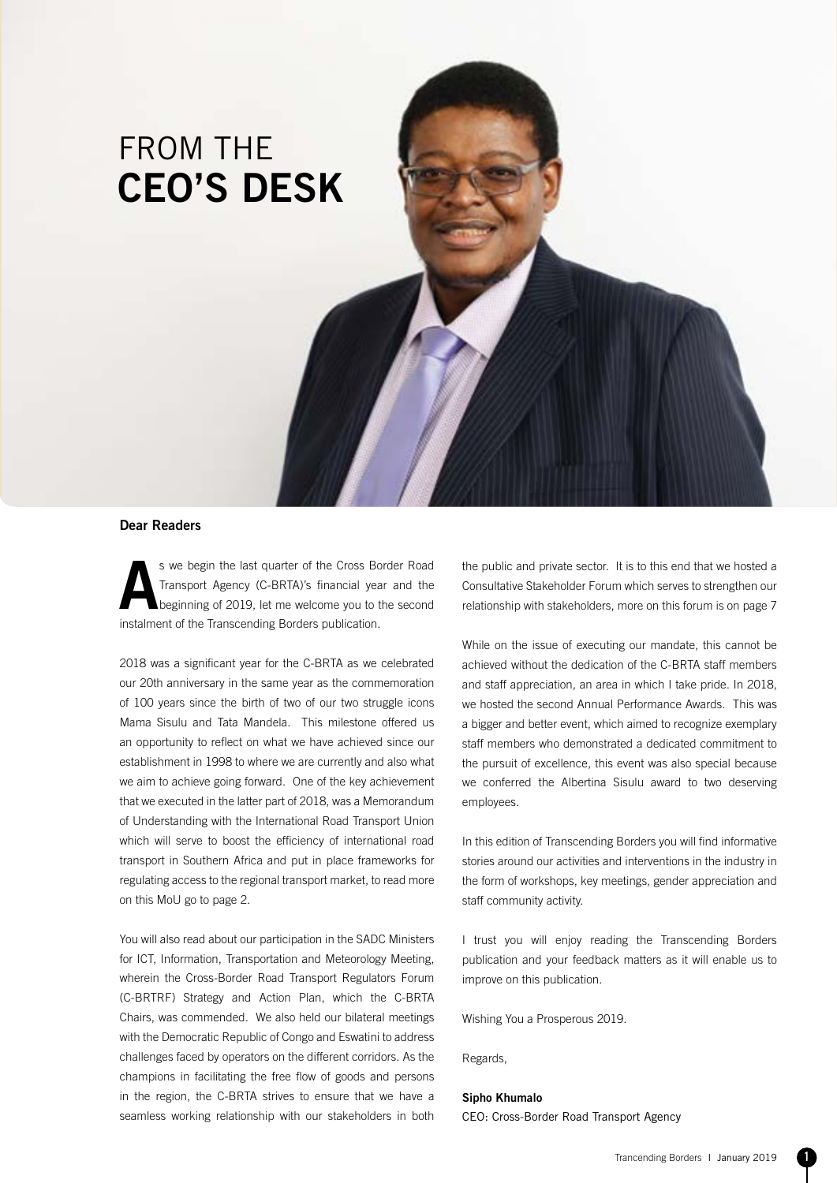# FROM THE **CEO'S DESK**

**Dear Readers**

As we begin the last quarter of the Cross Border Road Transport Agency (C-BRTA)'s financial year and the beginning of 2019, let me welcome you to the second instalment of the Transcending Borders publication.

2018 was a significant year for the C-BRTA as we celebrated our 20th anniversary in the same year as the commemoration of 100 years since the birth of two of our two struggle icons Mama Sisulu and Tata Mandela. This milestone offered us an opportunity to reflect on what we have achieved since our establishment in 1998 to where we are currently and also what we aim to achieve going forward. One of the key achievement that we executed in the latter part of 2018, was a Memorandum of Understanding with the International Road Transport Union which will serve to boost the efficiency of international road transport in Southern Africa and put in place frameworks for regulating access to the regional transport market, to read more on this MoU go to page 2.

You will also read about our participation in the SADC Ministers for ICT, Information, Transportation and Meteorology Meeting, wherein the Cross-Border Road Transport Regulators Forum (C-BRTRF) Strategy and Action Plan, which the C-BRTA Chairs, was commended. We also held our bilateral meetings with the Democratic Republic of Congo and Eswatini to address challenges faced by operators on the different corridors. As the champions in facilitating the free flow of goods and persons in the region, the C-BRTA strives to ensure that we have a seamless working relationship with our stakeholders in both the public and private sector. It is to this end that we hosted a Consultative Stakeholder Forum which serves to strengthen our relationship with stakeholders, more on this forum is on page 7

While on the issue of executing our mandate, this cannot be achieved without the dedication of the C-BRTA staff members and staff appreciation, an area in which I take pride. In 2018, we hosted the second Annual Performance Awards. This was a bigger and better event, which aimed to recognize exemplary staff members who demonstrated a dedicated commitment to the pursuit of excellence, this event was also special because we conferred the Albertina Sisulu award to two deserving employees.

In this edition of Transcending Borders you will find informative stories around our activities and interventions in the industry in the form of workshops, key meetings, gender appreciation and staff community activity.

I trust you will enjoy reading the Transcending Borders publication and your feedback matters as it will enable us to improve on this publication.

Wishing You a Prosperous 2019.

Regards,

**Sipho Khumalo**
CEO: Cross-Border Road Transport Agency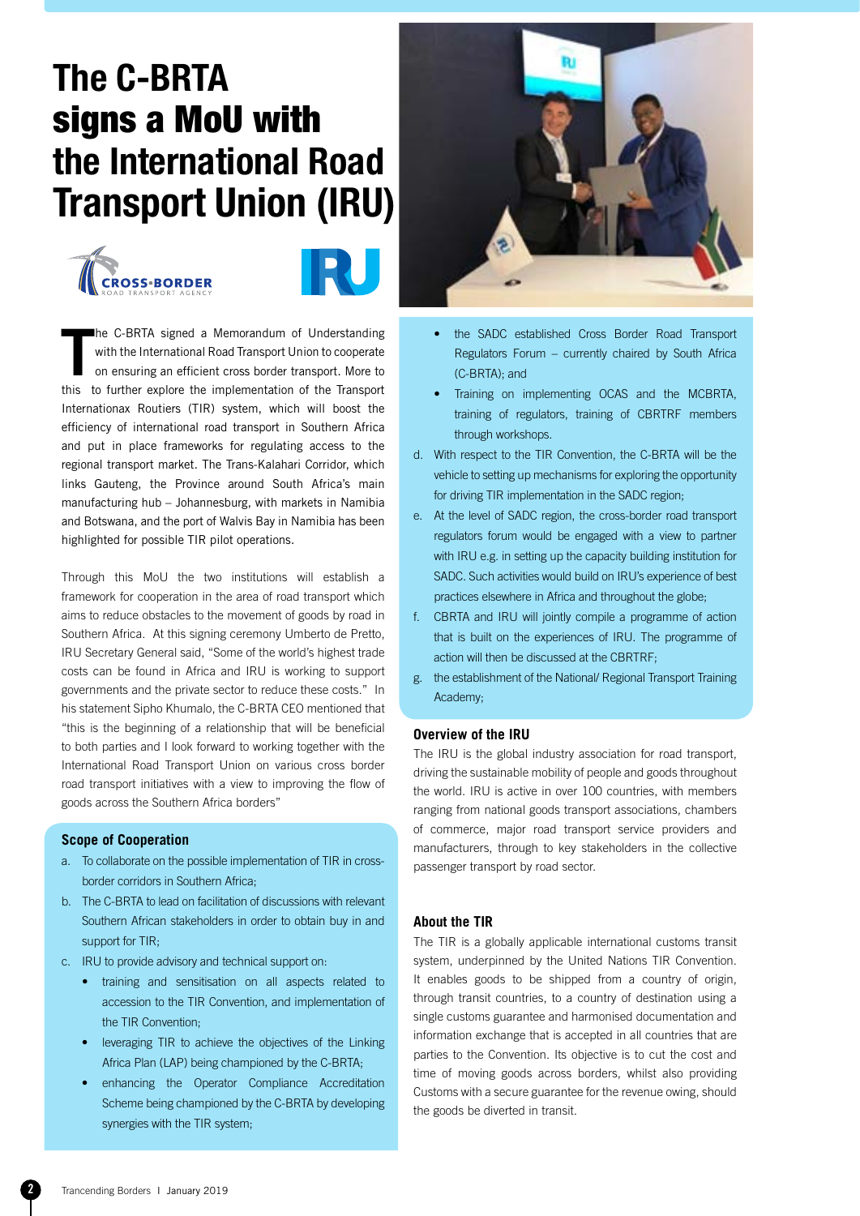# The C-BRTA signs a MoU with the International Road Transport Union (IRU)

The C-BRTA signed a Memorandum of Understanding with the International Road Transport Union to cooperate on ensuring an efficient cross border transport. More to this to further explore the implementation of the Transport Internationax Routiers (TIR) system, which will boost the efficiency of international road transport in Southern Africa and put in place frameworks for regulating access to the regional transport market. The Trans-Kalahari Corridor, which links Gauteng, the Province around South Africa's main manufacturing hub – Johannesburg, with markets in Namibia and Botswana, and the port of Walvis Bay in Namibia has been highlighted for possible TIR pilot operations.

Through this MoU the two institutions will establish a framework for cooperation in the area of road transport which aims to reduce obstacles to the movement of goods by road in Southern Africa. At this signing ceremony Umberto de Pretto, IRU Secretary General said, "Some of the world's highest trade costs can be found in Africa and IRU is working to support governments and the private sector to reduce these costs." In his statement Sipho Khumalo, the C-BRTA CEO mentioned that "this is the beginning of a relationship that will be beneficial to both parties and I look forward to working together with the International Road Transport Union on various cross border road transport initiatives with a view to improving the flow of goods across the Southern Africa borders"

## Scope of Cooperation

a. To collaborate on the possible implementation of TIR in cross-border corridors in Southern Africa;
b. The C-BRTA to lead on facilitation of discussions with relevant Southern African stakeholders in order to obtain buy in and support for TIR;
c. IRU to provide advisory and technical support on:
   - training and sensitisation on all aspects related to accession to the TIR Convention, and implementation of the TIR Convention;
   - leveraging TIR to achieve the objectives of the Linking Africa Plan (LAP) being championed by the C-BRTA;
   - enhancing the Operator Compliance Accreditation Scheme being championed by the C-BRTA by developing synergies with the TIR system;
   - the SADC established Cross Border Road Transport Regulators Forum – currently chaired by South Africa (C-BRTA); and
   - Training on implementing OCAS and the MCBRTA, training of regulators, training of CBRTRF members through workshops.
d. With respect to the TIR Convention, the C-BRTA will be the vehicle to setting up mechanisms for exploring the opportunity for driving TIR implementation in the SADC region;
e. At the level of SADC region, the cross-border road transport regulators forum would be engaged with a view to partner with IRU e.g. in setting up the capacity building institution for SADC. Such activities would build on IRU's experience of best practices elsewhere in Africa and throughout the globe;
f. CBRTA and IRU will jointly compile a programme of action that is built on the experiences of IRU. The programme of action will then be discussed at the CBRTRF;
g. the establishment of the National/ Regional Transport Training Academy;

## Overview of the IRU

The IRU is the global industry association for road transport, driving the sustainable mobility of people and goods throughout the world. IRU is active in over 100 countries, with members ranging from national goods transport associations, chambers of commerce, major road transport service providers and manufacturers, through to key stakeholders in the collective passenger transport by road sector.

## About the TIR

The TIR is a globally applicable international customs transit system, underpinned by the United Nations TIR Convention. It enables goods to be shipped from a country of origin, through transit countries, to a country of destination using a single customs guarantee and harmonised documentation and information exchange that is accepted in all countries that are parties to the Convention. Its objective is to cut the cost and time of moving goods across borders, whilst also providing Customs with a secure guarantee for the revenue owing, should the goods be diverted in transit.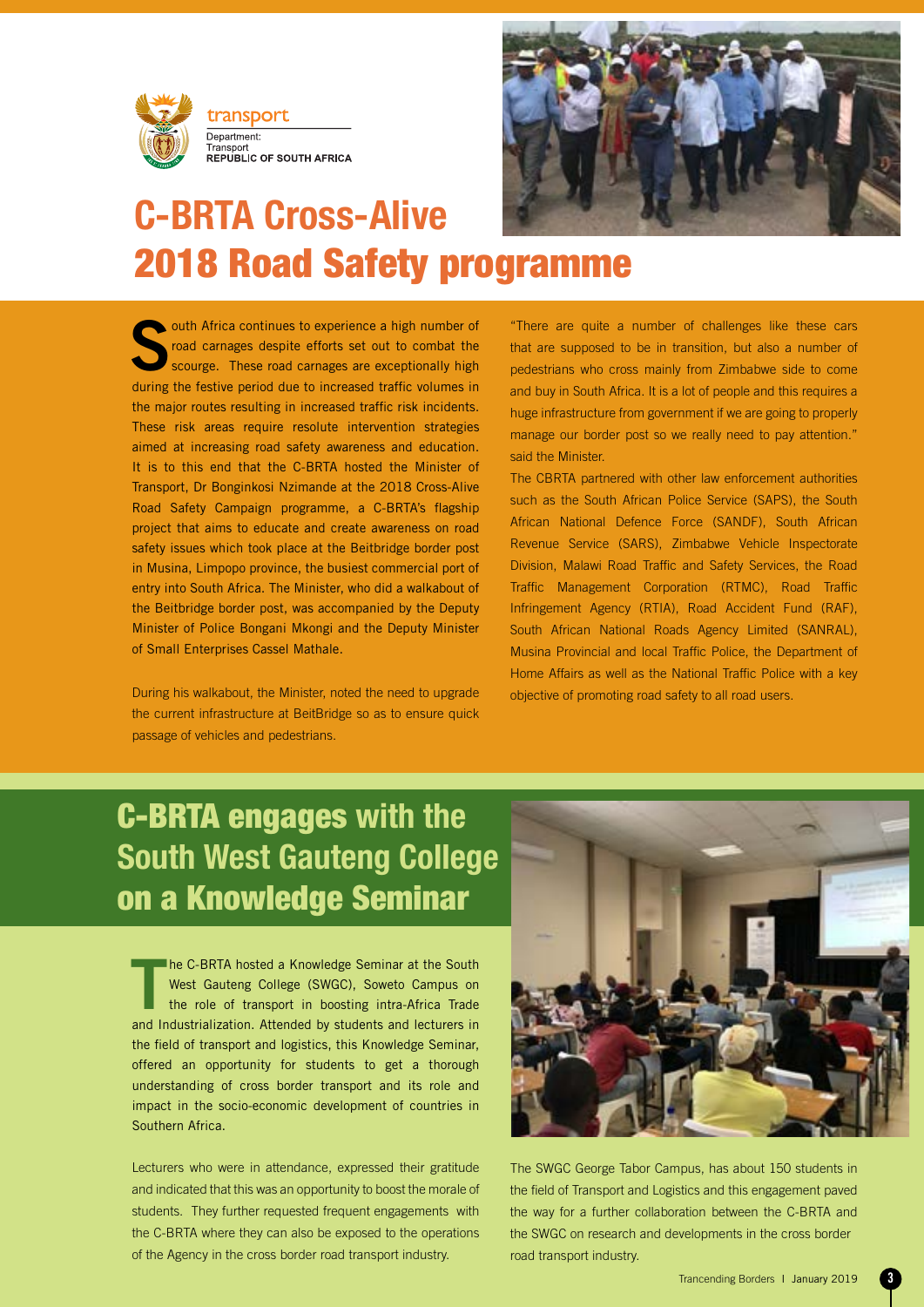transport

Department:
Transport
REPUBLIC OF SOUTH AFRICA

# C-BRTA Cross-Alive 2018 Road Safety programme

South Africa continues to experience a high number of road carnages despite efforts set out to combat the scourge. These road carnages are exceptionally high during the festive period due to increased traffic volumes in the major routes resulting in increased traffic risk incidents. These risk areas require resolute intervention strategies aimed at increasing road safety awareness and education. It is to this end that the C-BRTA hosted the Minister of Transport, Dr Bonginkosi Nzimande at the 2018 Cross-Alive Road Safety Campaign programme, a C-BRTA's flagship project that aims to educate and create awareness on road safety issues which took place at the Beitbridge border post in Musina, Limpopo province, the busiest commercial port of entry into South Africa. The Minister, who did a walkabout of the Beitbridge border post, was accompanied by the Deputy Minister of Police Bongani Mkongi and the Deputy Minister of Small Enterprises Cassel Mathale.

During his walkabout, the Minister, noted the need to upgrade the current infrastructure at BeitBridge so as to ensure quick passage of vehicles and pedestrians.

"There are quite a number of challenges like these cars that are supposed to be in transition, but also a number of pedestrians who cross mainly from Zimbabwe side to come and buy in South Africa. It is a lot of people and this requires a huge infrastructure from government if we are going to properly manage our border post so we really need to pay attention." said the Minister.

The CBRTA partnered with other law enforcement authorities such as the South African Police Service (SAPS), the South African National Defence Force (SANDF), South African Revenue Service (SARS), Zimbabwe Vehicle Inspectorate Division, Malawi Road Traffic and Safety Services, the Road Traffic Management Corporation (RTMC), Road Traffic Infringement Agency (RTIA), Road Accident Fund (RAF), South African National Roads Agency Limited (SANRAL), Musina Provincial and local Traffic Police, the Department of Home Affairs as well as the National Traffic Police with a key objective of promoting road safety to all road users.

# C-BRTA engages with the South West Gauteng College on a Knowledge Seminar

The C-BRTA hosted a Knowledge Seminar at the South West Gauteng College (SWGC), Soweto Campus on the role of transport in boosting intra-Africa Trade and Industrialization. Attended by students and lecturers in the field of transport and logistics, this Knowledge Seminar, offered an opportunity for students to get a thorough understanding of cross border transport and its role and impact in the socio-economic development of countries in Southern Africa.

Lecturers who were in attendance, expressed their gratitude and indicated that this was an opportunity to boost the morale of students. They further requested frequent engagements with the C-BRTA where they can also be exposed to the operations of the Agency in the cross border road transport industry.

The SWGC George Tabor Campus, has about 150 students in the field of Transport and Logistics and this engagement paved the way for a further collaboration between the C-BRTA and the SWGC on research and developments in the cross border road transport industry.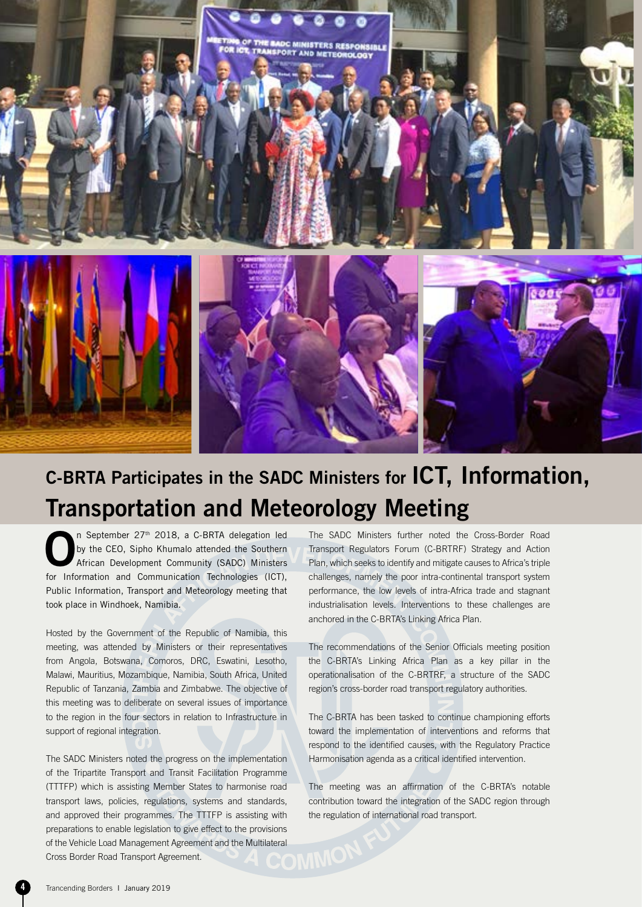# C-BRTA Participates in the SADC Ministers for ICT, Information, Transportation and Meteorology Meeting

On September 27th 2018, a C-BRTA delegation led by the CEO, Sipho Khumalo attended the Southern African Development Community (SADC) Ministers for Information and Communication Technologies (ICT), Public Information, Transport and Meteorology meeting that took place in Windhoek, Namibia.

Hosted by the Government of the Republic of Namibia, this meeting, was attended by Ministers or their representatives from Angola, Botswana, Comoros, DRC, Eswatini, Lesotho, Malawi, Mauritius, Mozambique, Namibia, South Africa, United Republic of Tanzania, Zambia and Zimbabwe. The objective of this meeting was to deliberate on several issues of importance to the region in the four sectors in relation to Infrastructure in support of regional integration.

The SADC Ministers noted the progress on the implementation of the Tripartite Transport and Transit Facilitation Programme (TTTFP) which is assisting Member States to harmonise road transport laws, policies, regulations, systems and standards, and approved their programmes. The TTTFP is assisting with preparations to enable legislation to give effect to the provisions of the Vehicle Load Management Agreement and the Multilateral Cross Border Road Transport Agreement.

The SADC Ministers further noted the Cross-Border Road Transport Regulators Forum (C-BRTRF) Strategy and Action Plan, which seeks to identify and mitigate causes to Africa's triple challenges, namely the poor intra-continental transport system performance, the low levels of intra-Africa trade and stagnant industrialisation levels. Interventions to these challenges are anchored in the C-BRTA's Linking Africa Plan.

The recommendations of the Senior Officials meeting position the C-BRTA's Linking Africa Plan as a key pillar in the operationalisation of the C-BRTRF, a structure of the SADC region's cross-border road transport regulatory authorities.

The C-BRTA has been tasked to continue championing efforts toward the implementation of interventions and reforms that respond to the identified causes, with the Regulatory Practice Harmonisation agenda as a critical identified intervention.

The meeting was an affirmation of the C-BRTA's notable contribution toward the integration of the SADC region through the regulation of international road transport.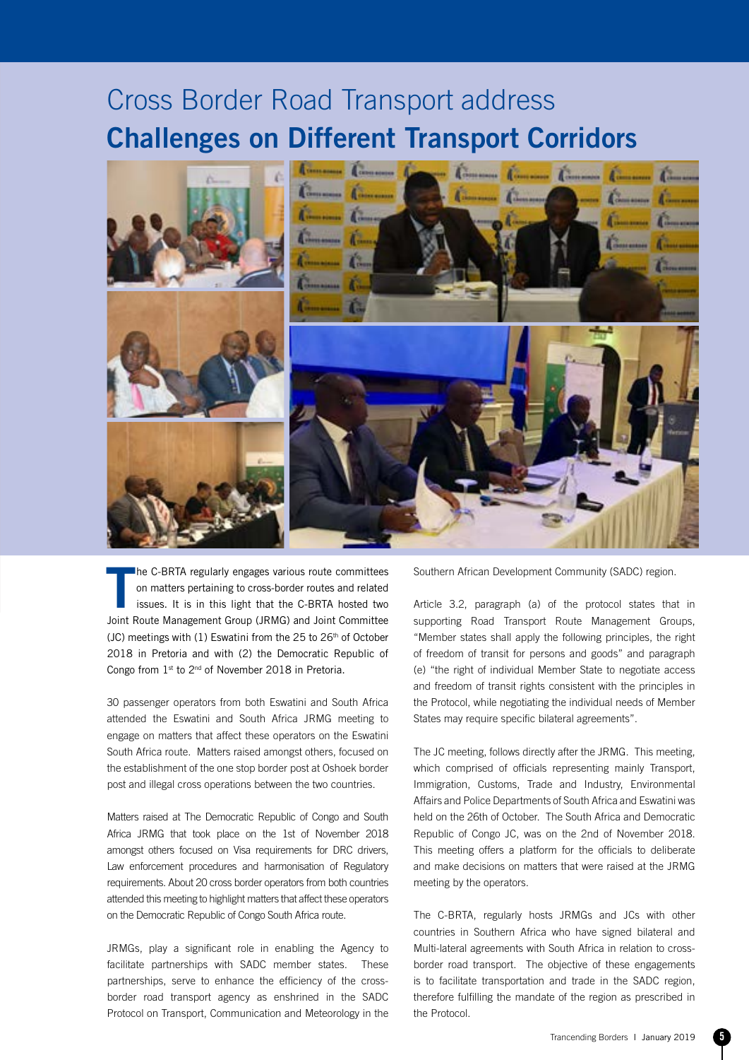# Cross Border Road Transport address **Challenges on Different Transport Corridors**

The C-BRTA regularly engages various route committees on matters pertaining to cross-border routes and related issues. It is in this light that the C-BRTA hosted two Joint Route Management Group (JRMG) and Joint Committee (JC) meetings with (1) Eswatini from the 25 to 26th of October 2018 in Pretoria and with (2) the Democratic Republic of Congo from 1st to 2nd of November 2018 in Pretoria.

30 passenger operators from both Eswatini and South Africa attended the Eswatini and South Africa JRMG meeting to engage on matters that affect these operators on the Eswatini South Africa route. Matters raised amongst others, focused on the establishment of the one stop border post at Oshoek border post and illegal cross operations between the two countries.

Matters raised at The Democratic Republic of Congo and South Africa JRMG that took place on the 1st of November 2018 amongst others focused on Visa requirements for DRC drivers, Law enforcement procedures and harmonisation of Regulatory requirements. About 20 cross border operators from both countries attended this meeting to highlight matters that affect these operators on the Democratic Republic of Congo South Africa route.

JRMGs, play a significant role in enabling the Agency to facilitate partnerships with SADC member states. These partnerships, serve to enhance the efficiency of the cross-border road transport agency as enshrined in the SADC Protocol on Transport, Communication and Meteorology in the Southern African Development Community (SADC) region.

Article 3.2, paragraph (a) of the protocol states that in supporting Road Transport Route Management Groups, "Member states shall apply the following principles, the right of freedom of transit for persons and goods" and paragraph (e) "the right of individual Member State to negotiate access and freedom of transit rights consistent with the principles in the Protocol, while negotiating the individual needs of Member States may require specific bilateral agreements".

The JC meeting, follows directly after the JRMG. This meeting, which comprised of officials representing mainly Transport, Immigration, Customs, Trade and Industry, Environmental Affairs and Police Departments of South Africa and Eswatini was held on the 26th of October. The South Africa and Democratic Republic of Congo JC, was on the 2nd of November 2018. This meeting offers a platform for the officials to deliberate and make decisions on matters that were raised at the JRMG meeting by the operators.

The C-BRTA, regularly hosts JRMGs and JCs with other countries in Southern Africa who have signed bilateral and Multi-lateral agreements with South Africa in relation to cross-border road transport. The objective of these engagements is to facilitate transportation and trade in the SADC region, therefore fulfilling the mandate of the region as prescribed in the Protocol.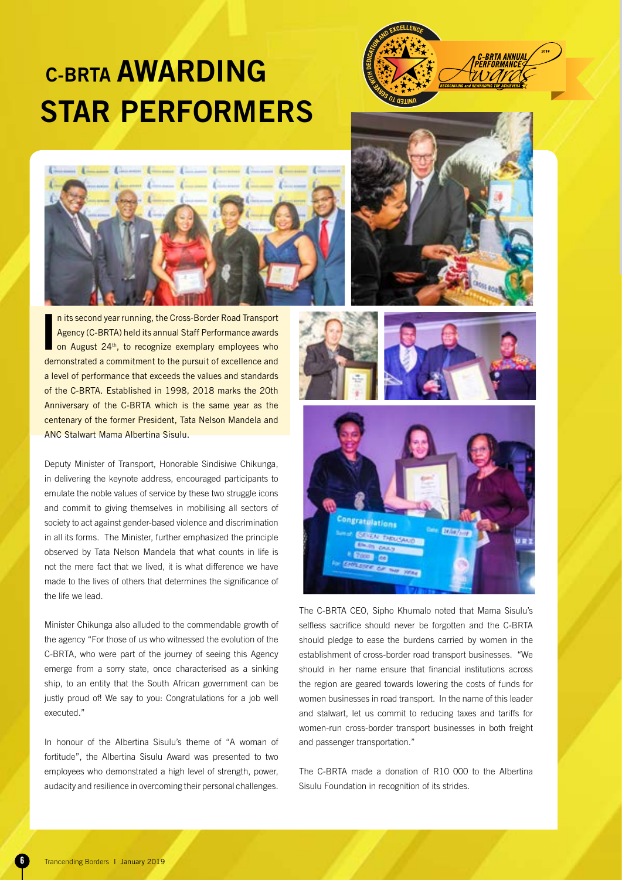# C-BRTA AWARDING STAR PERFORMERS

In its second year running, the Cross-Border Road Transport Agency (C-BRTA) held its annual Staff Performance awards on August 24th, to recognize exemplary employees who demonstrated a commitment to the pursuit of excellence and a level of performance that exceeds the values and standards of the C-BRTA. Established in 1998, 2018 marks the 20th Anniversary of the C-BRTA which is the same year as the centenary of the former President, Tata Nelson Mandela and ANC Stalwart Mama Albertina Sisulu.

Deputy Minister of Transport, Honorable Sindisiwe Chikunga, in delivering the keynote address, encouraged participants to emulate the noble values of service by these two struggle icons and commit to giving themselves in mobilising all sectors of society to act against gender-based violence and discrimination in all its forms. The Minister, further emphasized the principle observed by Tata Nelson Mandela that what counts in life is not the mere fact that we lived, it is what difference we have made to the lives of others that determines the significance of the life we lead.

Minister Chikunga also alluded to the commendable growth of the agency "For those of us who witnessed the evolution of the C-BRTA, who were part of the journey of seeing this Agency emerge from a sorry state, once characterised as a sinking ship, to an entity that the South African government can be justly proud of! We say to you: Congratulations for a job well executed."

In honour of the Albertina Sisulu's theme of "A woman of fortitude", the Albertina Sisulu Award was presented to two employees who demonstrated a high level of strength, power, audacity and resilience in overcoming their personal challenges.

The C-BRTA CEO, Sipho Khumalo noted that Mama Sisulu's selfless sacrifice should never be forgotten and the C-BRTA should pledge to ease the burdens carried by women in the establishment of cross-border road transport businesses. "We should in her name ensure that financial institutions across the region are geared towards lowering the costs of funds for women businesses in road transport. In the name of this leader and stalwart, let us commit to reducing taxes and tariffs for women-run cross-border transport businesses in both freight and passenger transportation."

The C-BRTA made a donation of R10 000 to the Albertina Sisulu Foundation in recognition of its strides.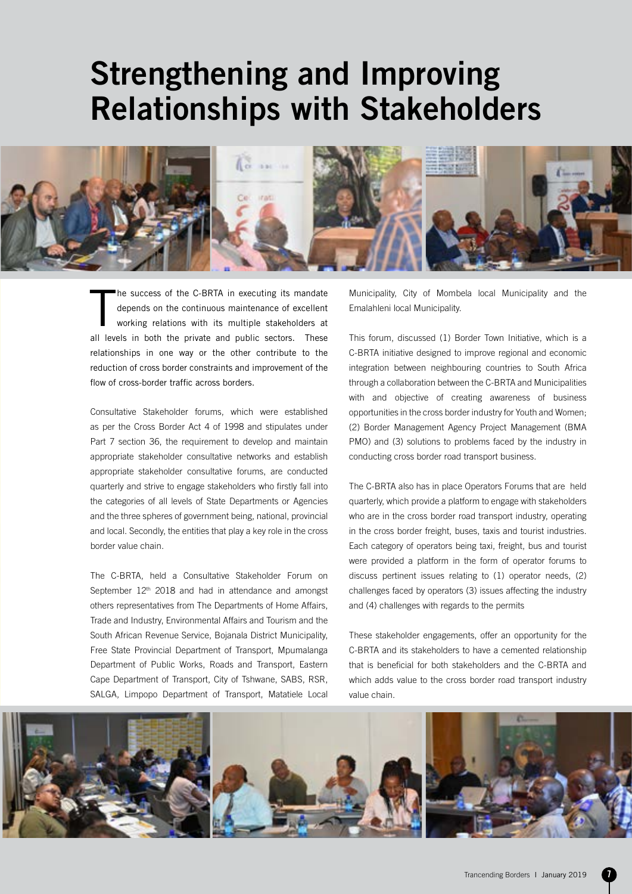# Strengthening and Improving Relationships with Stakeholders

The success of the C-BRTA in executing its mandate depends on the continuous maintenance of excellent working relations with its multiple stakeholders at all levels in both the private and public sectors. These relationships in one way or the other contribute to the reduction of cross border constraints and improvement of the flow of cross-border traffic across borders.

Consultative Stakeholder forums, which were established as per the Cross Border Act 4 of 1998 and stipulates under Part 7 section 36, the requirement to develop and maintain appropriate stakeholder consultative networks and establish appropriate stakeholder consultative forums, are conducted quarterly and strive to engage stakeholders who firstly fall into the categories of all levels of State Departments or Agencies and the three spheres of government being, national, provincial and local. Secondly, the entities that play a key role in the cross border value chain.

The C-BRTA, held a Consultative Stakeholder Forum on September 12th 2018 and had in attendance and amongst others representatives from The Departments of Home Affairs, Trade and Industry, Environmental Affairs and Tourism and the South African Revenue Service, Bojanala District Municipality, Free State Provincial Department of Transport, Mpumalanga Department of Public Works, Roads and Transport, Eastern Cape Department of Transport, City of Tshwane, SABS, RSR, SALGA, Limpopo Department of Transport, Matatiele Local Municipality, City of Mombela local Municipality and the Emalahleni local Municipality.

This forum, discussed (1) Border Town Initiative, which is a C-BRTA initiative designed to improve regional and economic integration between neighbouring countries to South Africa through a collaboration between the C-BRTA and Municipalities with and objective of creating awareness of business opportunities in the cross border industry for Youth and Women; (2) Border Management Agency Project Management (BMA PMO) and (3) solutions to problems faced by the industry in conducting cross border road transport business.

The C-BRTA also has in place Operators Forums that are held quarterly, which provide a platform to engage with stakeholders who are in the cross border road transport industry, operating in the cross border freight, buses, taxis and tourist industries. Each category of operators being taxi, freight, bus and tourist were provided a platform in the form of operator forums to discuss pertinent issues relating to (1) operator needs, (2) challenges faced by operators (3) issues affecting the industry and (4) challenges with regards to the permits

These stakeholder engagements, offer an opportunity for the C-BRTA and its stakeholders to have a cemented relationship that is beneficial for both stakeholders and the C-BRTA and which adds value to the cross border road transport industry value chain.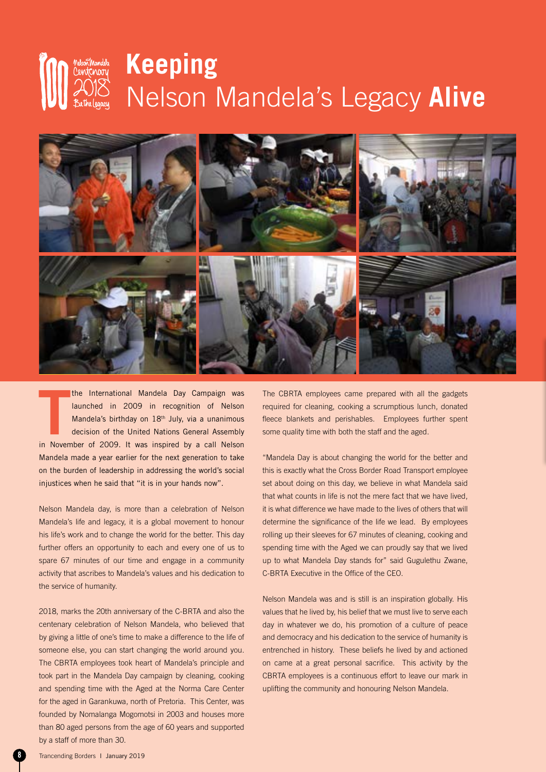# Keeping Nelson Mandela's Legacy **Alive**

The International Mandela Day Campaign was launched in 2009 in recognition of Nelson Mandela's birthday on 18th July, via a unanimous decision of the United Nations General Assembly in November of 2009. It was inspired by a call Nelson Mandela made a year earlier for the next generation to take on the burden of leadership in addressing the world's social injustices when he said that "it is in your hands now".

Nelson Mandela day, is more than a celebration of Nelson Mandela's life and legacy, it is a global movement to honour his life's work and to change the world for the better. This day further offers an opportunity to each and every one of us to spare 67 minutes of our time and engage in a community activity that ascribes to Mandela's values and his dedication to the service of humanity.

2018, marks the 20th anniversary of the C-BRTA and also the centenary celebration of Nelson Mandela, who believed that by giving a little of one's time to make a difference to the life of someone else, you can start changing the world around you. The CBRTA employees took heart of Mandela's principle and took part in the Mandela Day campaign by cleaning, cooking and spending time with the Aged at the Norma Care Center for the aged in Garankuwa, north of Pretoria. This Center, was founded by Nomalanga Mogomotsi in 2003 and houses more than 80 aged persons from the age of 60 years and supported by a staff of more than 30.

The CBRTA employees came prepared with all the gadgets required for cleaning, cooking a scrumptious lunch, donated fleece blankets and perishables. Employees further spent some quality time with both the staff and the aged.

"Mandela Day is about changing the world for the better and this is exactly what the Cross Border Road Transport employee set about doing on this day, we believe in what Mandela said that what counts in life is not the mere fact that we have lived, it is what difference we have made to the lives of others that will determine the significance of the life we lead. By employees rolling up their sleeves for 67 minutes of cleaning, cooking and spending time with the Aged we can proudly say that we lived up to what Mandela Day stands for" said Gugulethu Zwane, C-BRTA Executive in the Office of the CEO.

Nelson Mandela was and is still is an inspiration globally. His values that he lived by, his belief that we must live to serve each day in whatever we do, his promotion of a culture of peace and democracy and his dedication to the service of humanity is entrenched in history. These beliefs he lived by and actioned on came at a great personal sacrifice. This activity by the CBRTA employees is a continuous effort to leave our mark in uplifting the community and honouring Nelson Mandela.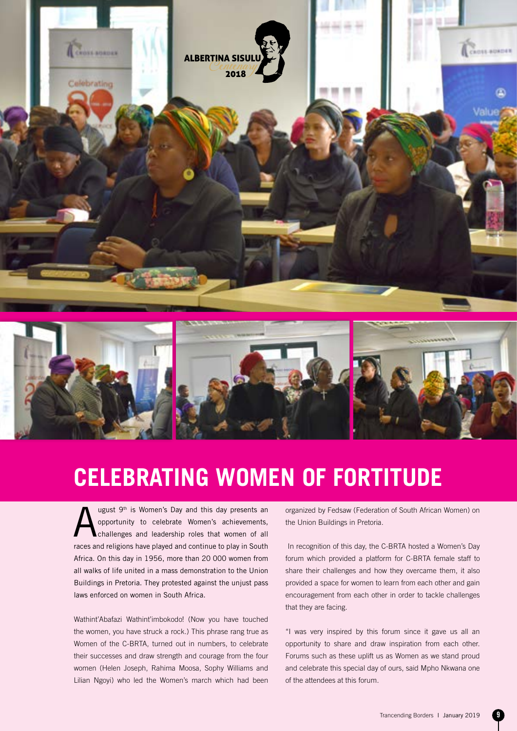# CELEBRATING WOMEN OF FORTITUDE

August 9th is Women's Day and this day presents an opportunity to celebrate Women's achievements, challenges and leadership roles that women of all races and religions have played and continue to play in South Africa. On this day in 1956, more than 20 000 women from all walks of life united in a mass demonstration to the Union Buildings in Pretoria. They protested against the unjust pass laws enforced on women in South Africa.

Wathint'Abafazi Wathint'imbokodo! (Now you have touched the women, you have struck a rock.) This phrase rang true as Women of the C-BRTA, turned out in numbers, to celebrate their successes and draw strength and courage from the four women (Helen Joseph, Rahima Moosa, Sophy Williams and Lilian Ngoyi) who led the Women's march which had been organized by Fedsaw (Federation of South African Women) on the Union Buildings in Pretoria.

In recognition of this day, the C-BRTA hosted a Women's Day forum which provided a platform for C-BRTA female staff to share their challenges and how they overcame them, it also provided a space for women to learn from each other and gain encouragement from each other in order to tackle challenges that they are facing.

"I was very inspired by this forum since it gave us all an opportunity to share and draw inspiration from each other. Forums such as these uplift us as Women as we stand proud and celebrate this special day of ours, said Mpho Nkwana one of the attendees at this forum.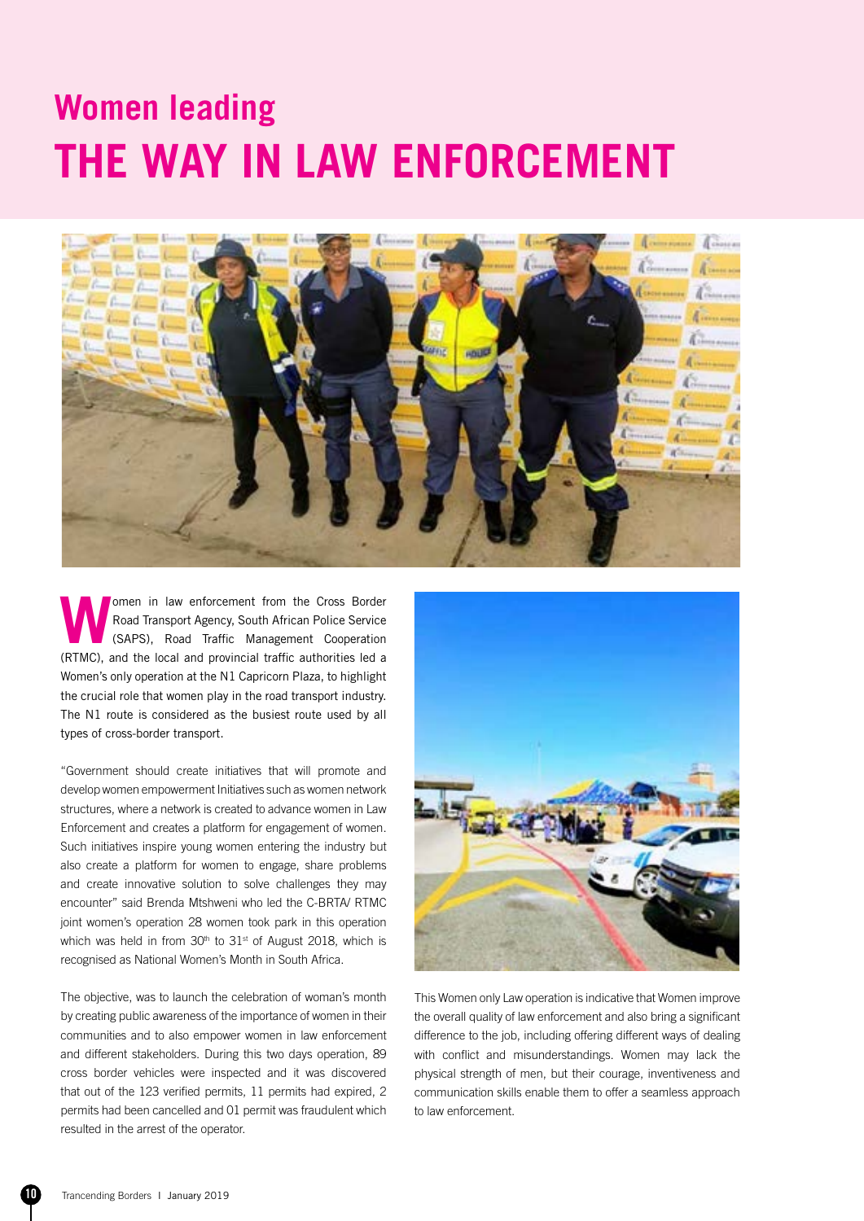# Women leading THE WAY IN LAW ENFORCEMENT

Women in law enforcement from the Cross Border Road Transport Agency, South African Police Service (SAPS), Road Traffic Management Cooperation (RTMC), and the local and provincial traffic authorities led a Women's only operation at the N1 Capricorn Plaza, to highlight the crucial role that women play in the road transport industry. The N1 route is considered as the busiest route used by all types of cross-border transport.

"Government should create initiatives that will promote and develop women empowerment Initiatives such as women network structures, where a network is created to advance women in Law Enforcement and creates a platform for engagement of women. Such initiatives inspire young women entering the industry but also create a platform for women to engage, share problems and create innovative solution to solve challenges they may encounter" said Brenda Mtshweni who led the C-BRTA/ RTMC joint women's operation 28 women took park in this operation which was held in from 30th to 31st of August 2018, which is recognised as National Women's Month in South Africa.

The objective, was to launch the celebration of woman's month by creating public awareness of the importance of women in their communities and to also empower women in law enforcement and different stakeholders. During this two days operation, 89 cross border vehicles were inspected and it was discovered that out of the 123 verified permits, 11 permits had expired, 2 permits had been cancelled and 01 permit was fraudulent which resulted in the arrest of the operator.

This Women only Law operation is indicative that Women improve the overall quality of law enforcement and also bring a significant difference to the job, including offering different ways of dealing with conflict and misunderstandings. Women may lack the physical strength of men, but their courage, inventiveness and communication skills enable them to offer a seamless approach to law enforcement.